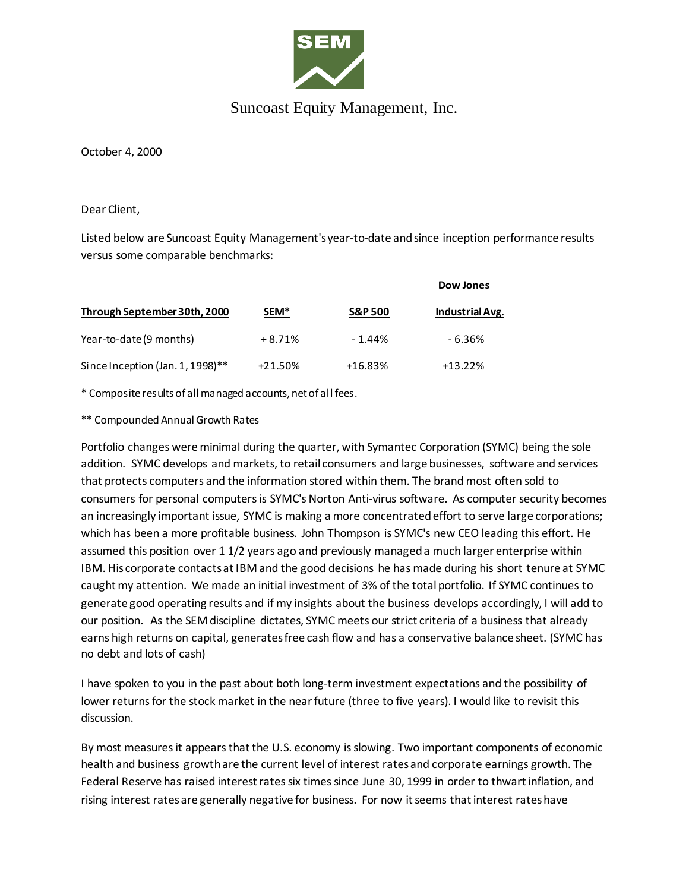Suncoast Equity Management, Inc.

October 4, 2000

Dear Client,

Listed below are Suncoast Equity Management's year-to-date and since inception performance results versus some comparable benchmarks:

| **Through September 30th, 2000** | **SEM*** | **S&P 500** | **Dow Jones Industrial Avg.** |
|---|---|---|---|
| Year-to-date (9 months) | + 8.71% | - 1.44% | - 6.36% |
| Since Inception (Jan. 1, 1998)** | +21.50% | +16.83% | +13.22% |

\* Composite results of all managed accounts, net of all fees.

** Compounded Annual Growth Rates

Portfolio changes were minimal during the quarter, with Symantec Corporation (SYMC) being the sole addition. SYMC develops and markets, to retail consumers and large businesses, software and services that protects computers and the information stored within them. The brand most often sold to consumers for personal computers is SYMC's Norton Anti-virus software. As computer security becomes an increasingly important issue, SYMC is making a more concentrated effort to serve large corporations; which has been a more profitable business. John Thompson is SYMC's new CEO leading this effort. He assumed this position over 1 1/2 years ago and previously managed a much larger enterprise within IBM. His corporate contacts at IBM and the good decisions he has made during his short tenure at SYMC caught my attention. We made an initial investment of 3% of the total portfolio. If SYMC continues to generate good operating results and if my insights about the business develops accordingly, I will add to our position. As the SEM discipline dictates, SYMC meets our strict criteria of a business that already earns high returns on capital, generates free cash flow and has a conservative balance sheet. (SYMC has no debt and lots of cash)

I have spoken to you in the past about both long-term investment expectations and the possibility of lower returns for the stock market in the near future (three to five years). I would like to revisit this discussion.

By most measures it appears that the U.S. economy is slowing. Two important components of economic health and business growth are the current level of interest rates and corporate earnings growth. The Federal Reserve has raised interest rates six times since June 30, 1999 in order to thwart inflation, and rising interest rates are generally negative for business. For now it seems that interest rates have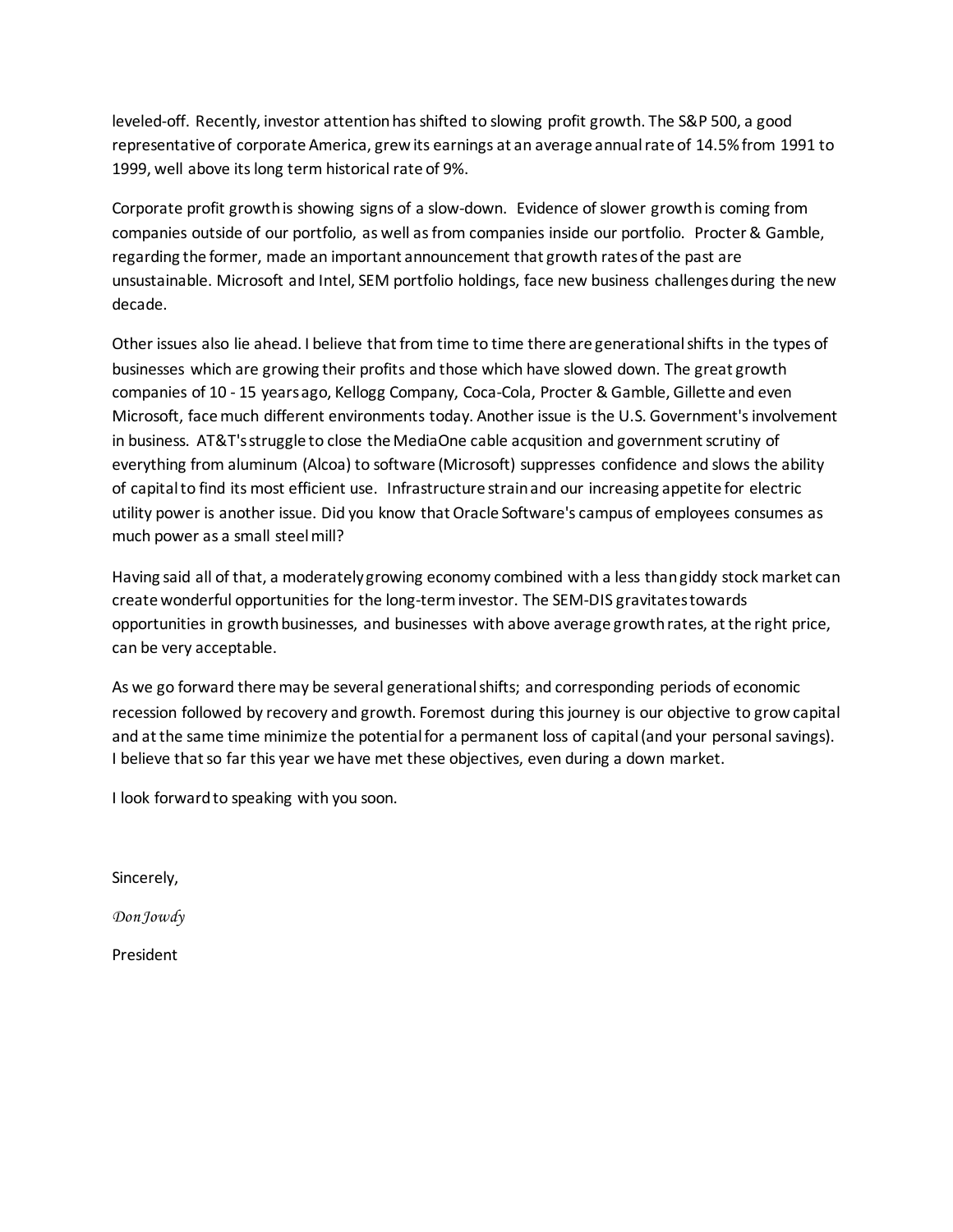leveled-off. Recently, investor attention has shifted to slowing profit growth. The S&P 500, a good representative of corporate America, grew its earnings at an average annual rate of 14.5% from 1991 to 1999, well above its long term historical rate of 9%.

Corporate profit growth is showing signs of a slow-down. Evidence of slower growth is coming from companies outside of our portfolio, as well as from companies inside our portfolio. Procter & Gamble, regarding the former, made an important announcement that growth rates of the past are unsustainable. Microsoft and Intel, SEM portfolio holdings, face new business challenges during the new decade.

Other issues also lie ahead. I believe that from time to time there are generational shifts in the types of businesses which are growing their profits and those which have slowed down. The great growth companies of 10 - 15 years ago, Kellogg Company, Coca-Cola, Procter & Gamble, Gillette and even Microsoft, face much different environments today. Another issue is the U.S. Government's involvement in business. AT&T's struggle to close the MediaOne cable acqusition and government scrutiny of everything from aluminum (Alcoa) to software (Microsoft) suppresses confidence and slows the ability of capital to find its most efficient use. Infrastructure strain and our increasing appetite for electric utility power is another issue. Did you know that Oracle Software's campus of employees consumes as much power as a small steel mill?

Having said all of that, a moderately growing economy combined with a less than giddy stock market can create wonderful opportunities for the long-term investor. The SEM-DIS gravitates towards opportunities in growth businesses, and businesses with above average growth rates, at the right price, can be very acceptable.

As we go forward there may be several generational shifts; and corresponding periods of economic recession followed by recovery and growth. Foremost during this journey is our objective to grow capital and at the same time minimize the potential for a permanent loss of capital (and your personal savings). I believe that so far this year we have met these objectives, even during a down market.

I look forward to speaking with you soon.

Sincerely,

*Don Jowdy*

President